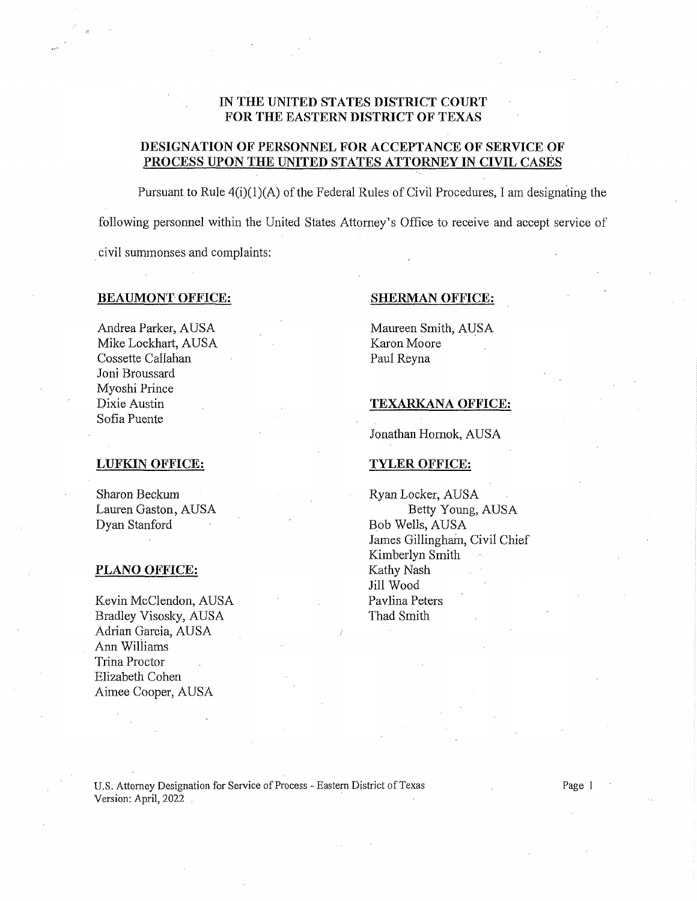# IN THE UNITED STATES DISTRICT COURT FOR THE EASTERN DISTRICT OF TEXAS

## DESIGNATION OF PERSONNEL FOR ACCEPTANCE OF SERVICE OF PROCESS UPON THE UNITED STATES ATTORNEY IN CIVIL CASES

Pursuant to Rule 4(i)(1)(A) of the Federal Rules of Civil Procedures, I am designating the following personnel within the United States Attorney's Office to receive and accept service of civil summonses and complaints:

**BEAUMONT OFFICE:**

Andrea Parker, AUSA
Mike Lockhart, AUSA
Cossette Callahan
Joni Broussard
Myoshi Prince
Dixie Austin
Sofia Puente

**LUFKIN OFFICE:**

Sharon Beckum
Lauren Gaston, AUSA
Dyan Stanford

**PLANO OFFICE:**

Kevin McClendon, AUSA
Bradley Visosky, AUSA
Adrian Garcia, AUSA
Ann Williams
Trina Proctor
Elizabeth Cohen
Aimee Cooper, AUSA

**SHERMAN OFFICE:**

Maureen Smith, AUSA
Karon Moore
Paul Reyna

**TEXARKANA OFFICE:**

Jonathan Hornok, AUSA

**TYLER OFFICE:**

Ryan Locker, AUSA
Betty Young, AUSA
Bob Wells, AUSA
James Gillingham, Civil Chief
Kimberlyn Smith
Kathy Nash
Jill Wood
Pavlina Peters
Thad Smith

U.S. Attorney Designation for Service of Process - Eastern District of Texas
Version: April, 2022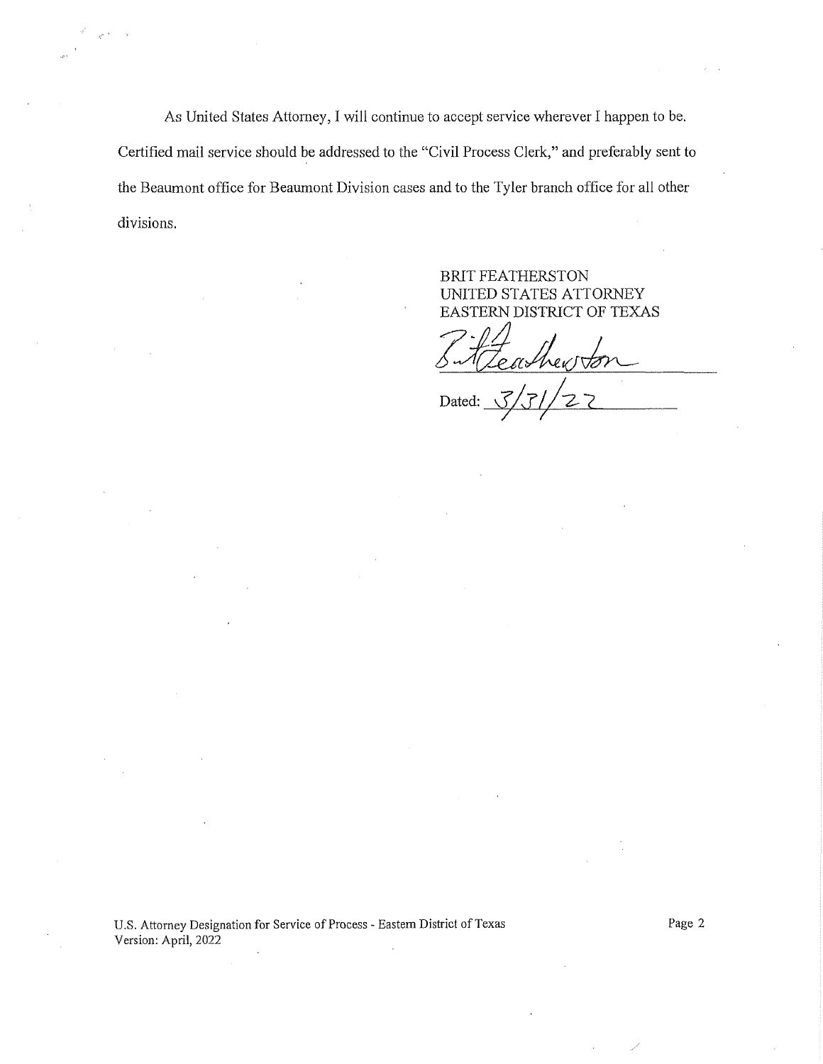As United States Attorney, I will continue to accept service wherever I happen to be. Certified mail service should be addressed to the "Civil Process Clerk," and preferably sent to the Beaumont office for Beaumont Division cases and to the Tyler branch office for all other divisions.

BRIT FEATHERSTON
UNITED STATES ATTORNEY
EASTERN DISTRICT OF TEXAS

Brit Featherston

Dated: 3/31/22

U.S. Attorney Designation for Service of Process - Eastern District of Texas
Version: April, 2022